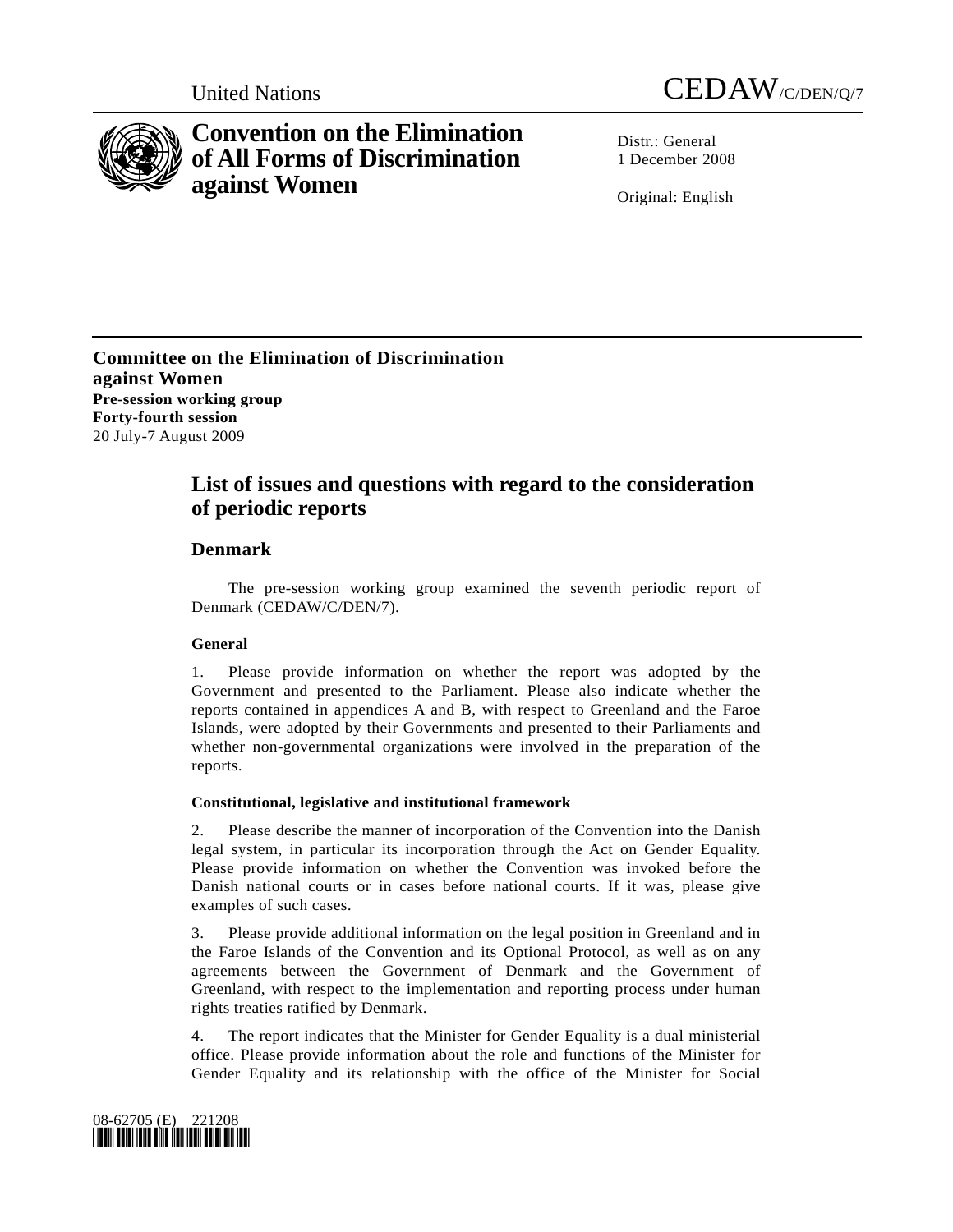United Nations CEDAW/C/DEN/Q/7

# Convention on the Elimination of All Forms of Discrimination against Women

Distr.: General
1 December 2008

Original: English

**Committee on the Elimination of Discrimination against Women**
**Pre-session working group**
**Forty-fourth session**
20 July-7 August 2009

## List of issues and questions with regard to the consideration of periodic reports

## Denmark

The pre-session working group examined the seventh periodic report of Denmark (CEDAW/C/DEN/7).

### General

1. Please provide information on whether the report was adopted by the Government and presented to the Parliament. Please also indicate whether the reports contained in appendices A and B, with respect to Greenland and the Faroe Islands, were adopted by their Governments and presented to their Parliaments and whether non-governmental organizations were involved in the preparation of the reports.

### Constitutional, legislative and institutional framework

2. Please describe the manner of incorporation of the Convention into the Danish legal system, in particular its incorporation through the Act on Gender Equality. Please provide information on whether the Convention was invoked before the Danish national courts or in cases before national courts. If it was, please give examples of such cases.

3. Please provide additional information on the legal position in Greenland and in the Faroe Islands of the Convention and its Optional Protocol, as well as on any agreements between the Government of Denmark and the Government of Greenland, with respect to the implementation and reporting process under human rights treaties ratified by Denmark.

4. The report indicates that the Minister for Gender Equality is a dual ministerial office. Please provide information about the role and functions of the Minister for Gender Equality and its relationship with the office of the Minister for Social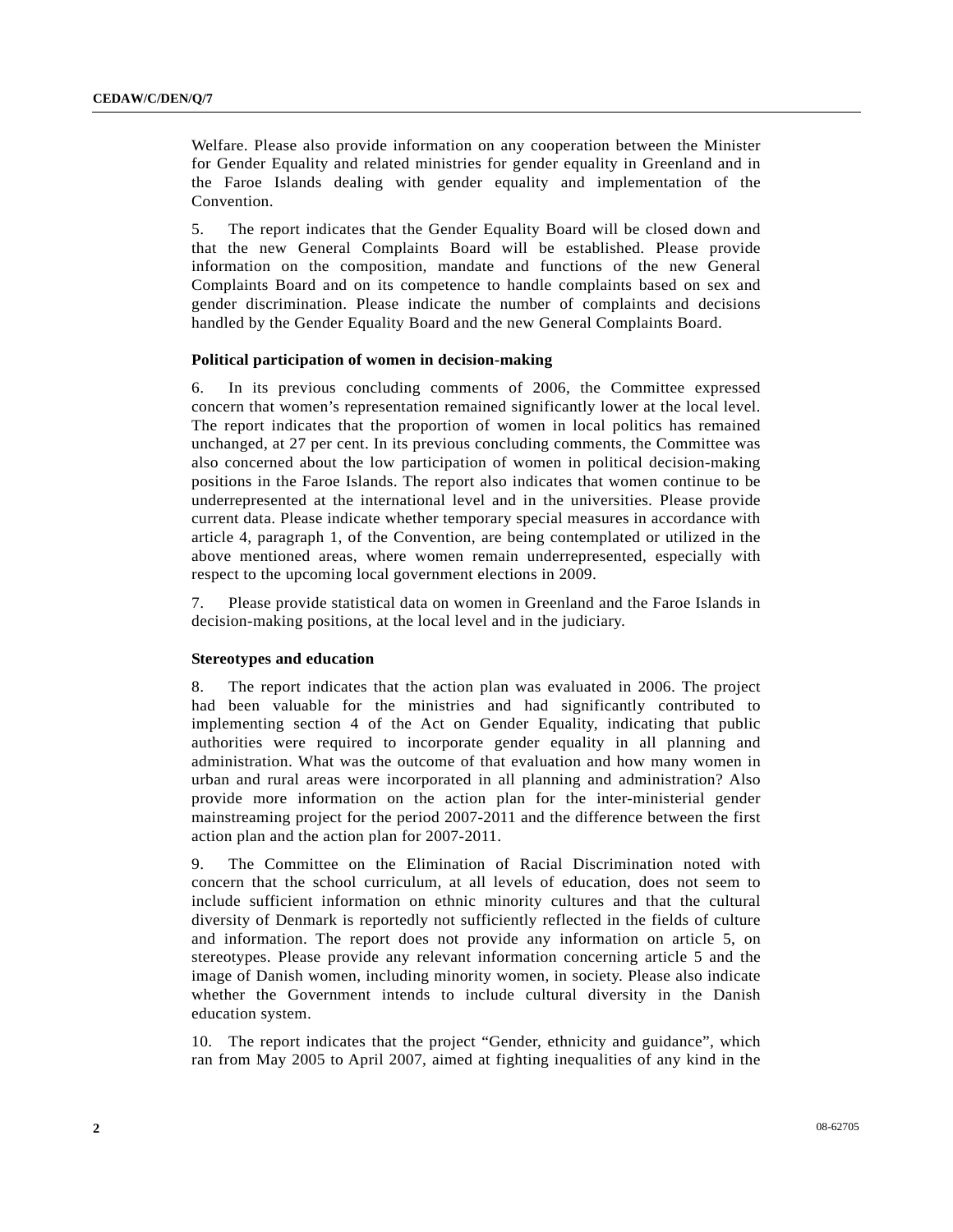Welfare. Please also provide information on any cooperation between the Minister for Gender Equality and related ministries for gender equality in Greenland and in the Faroe Islands dealing with gender equality and implementation of the Convention.

5. The report indicates that the Gender Equality Board will be closed down and that the new General Complaints Board will be established. Please provide information on the composition, mandate and functions of the new General Complaints Board and on its competence to handle complaints based on sex and gender discrimination. Please indicate the number of complaints and decisions handled by the Gender Equality Board and the new General Complaints Board.

### Political participation of women in decision-making

6. In its previous concluding comments of 2006, the Committee expressed concern that women's representation remained significantly lower at the local level. The report indicates that the proportion of women in local politics has remained unchanged, at 27 per cent. In its previous concluding comments, the Committee was also concerned about the low participation of women in political decision-making positions in the Faroe Islands. The report also indicates that women continue to be underrepresented at the international level and in the universities. Please provide current data. Please indicate whether temporary special measures in accordance with article 4, paragraph 1, of the Convention, are being contemplated or utilized in the above mentioned areas, where women remain underrepresented, especially with respect to the upcoming local government elections in 2009.

7. Please provide statistical data on women in Greenland and the Faroe Islands in decision-making positions, at the local level and in the judiciary.

### Stereotypes and education

8. The report indicates that the action plan was evaluated in 2006. The project had been valuable for the ministries and had significantly contributed to implementing section 4 of the Act on Gender Equality, indicating that public authorities were required to incorporate gender equality in all planning and administration. What was the outcome of that evaluation and how many women in urban and rural areas were incorporated in all planning and administration? Also provide more information on the action plan for the inter-ministerial gender mainstreaming project for the period 2007-2011 and the difference between the first action plan and the action plan for 2007-2011.

9. The Committee on the Elimination of Racial Discrimination noted with concern that the school curriculum, at all levels of education, does not seem to include sufficient information on ethnic minority cultures and that the cultural diversity of Denmark is reportedly not sufficiently reflected in the fields of culture and information. The report does not provide any information on article 5, on stereotypes. Please provide any relevant information concerning article 5 and the image of Danish women, including minority women, in society. Please also indicate whether the Government intends to include cultural diversity in the Danish education system.

10. The report indicates that the project "Gender, ethnicity and guidance", which ran from May 2005 to April 2007, aimed at fighting inequalities of any kind in the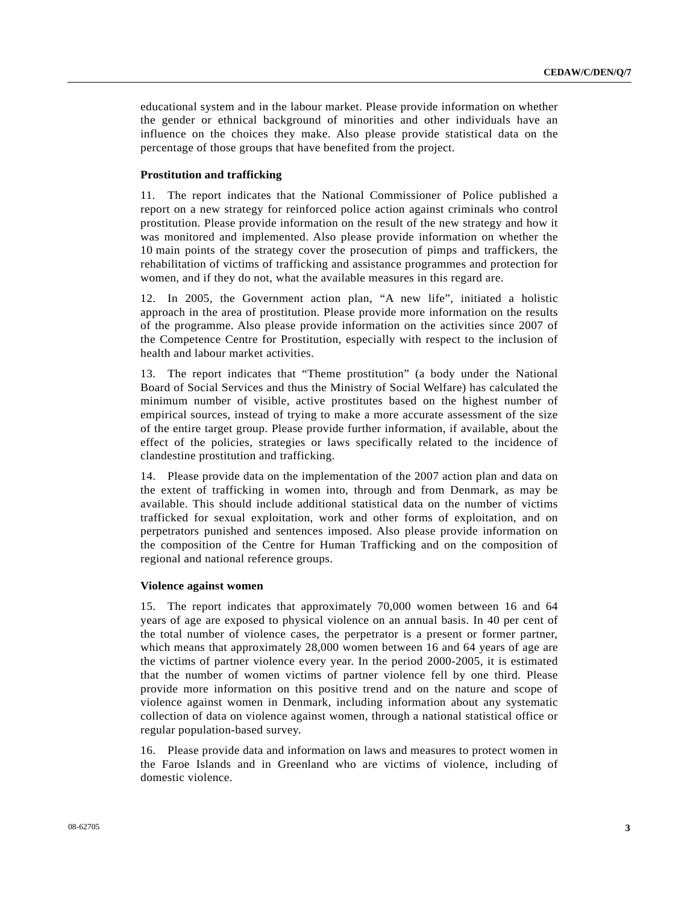educational system and in the labour market. Please provide information on whether the gender or ethnical background of minorities and other individuals have an influence on the choices they make. Also please provide statistical data on the percentage of those groups that have benefited from the project.

### Prostitution and trafficking

11. The report indicates that the National Commissioner of Police published a report on a new strategy for reinforced police action against criminals who control prostitution. Please provide information on the result of the new strategy and how it was monitored and implemented. Also please provide information on whether the 10 main points of the strategy cover the prosecution of pimps and traffickers, the rehabilitation of victims of trafficking and assistance programmes and protection for women, and if they do not, what the available measures in this regard are.

12. In 2005, the Government action plan, "A new life", initiated a holistic approach in the area of prostitution. Please provide more information on the results of the programme. Also please provide information on the activities since 2007 of the Competence Centre for Prostitution, especially with respect to the inclusion of health and labour market activities.

13. The report indicates that "Theme prostitution" (a body under the National Board of Social Services and thus the Ministry of Social Welfare) has calculated the minimum number of visible, active prostitutes based on the highest number of empirical sources, instead of trying to make a more accurate assessment of the size of the entire target group. Please provide further information, if available, about the effect of the policies, strategies or laws specifically related to the incidence of clandestine prostitution and trafficking.

14. Please provide data on the implementation of the 2007 action plan and data on the extent of trafficking in women into, through and from Denmark, as may be available. This should include additional statistical data on the number of victims trafficked for sexual exploitation, work and other forms of exploitation, and on perpetrators punished and sentences imposed. Also please provide information on the composition of the Centre for Human Trafficking and on the composition of regional and national reference groups.

### Violence against women

15. The report indicates that approximately 70,000 women between 16 and 64 years of age are exposed to physical violence on an annual basis. In 40 per cent of the total number of violence cases, the perpetrator is a present or former partner, which means that approximately 28,000 women between 16 and 64 years of age are the victims of partner violence every year. In the period 2000-2005, it is estimated that the number of women victims of partner violence fell by one third. Please provide more information on this positive trend and on the nature and scope of violence against women in Denmark, including information about any systematic collection of data on violence against women, through a national statistical office or regular population-based survey.

16. Please provide data and information on laws and measures to protect women in the Faroe Islands and in Greenland who are victims of violence, including of domestic violence.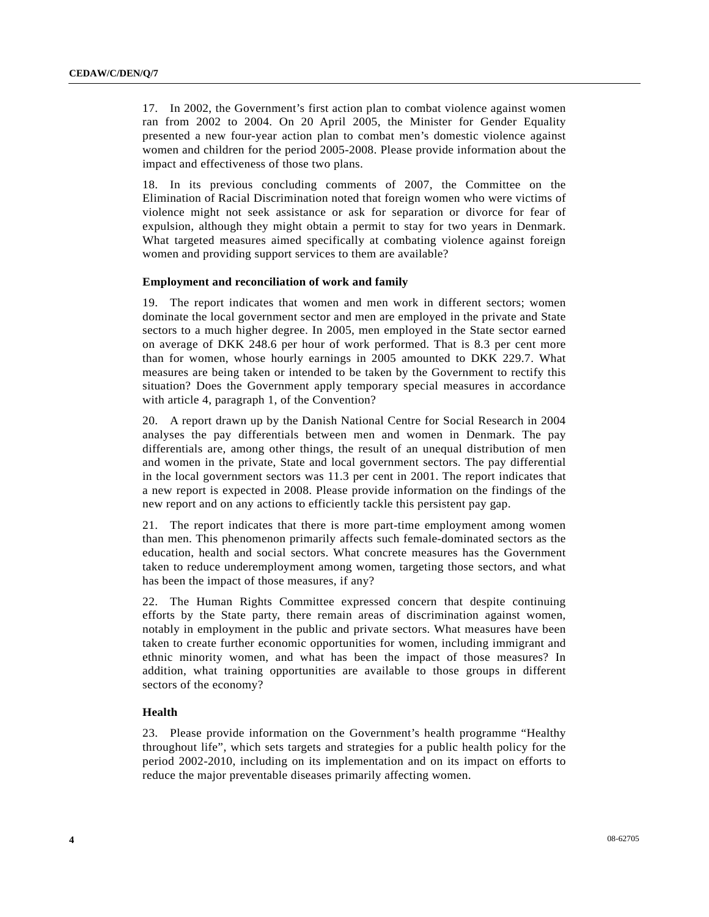17. In 2002, the Government's first action plan to combat violence against women ran from 2002 to 2004. On 20 April 2005, the Minister for Gender Equality presented a new four-year action plan to combat men's domestic violence against women and children for the period 2005-2008. Please provide information about the impact and effectiveness of those two plans.

18. In its previous concluding comments of 2007, the Committee on the Elimination of Racial Discrimination noted that foreign women who were victims of violence might not seek assistance or ask for separation or divorce for fear of expulsion, although they might obtain a permit to stay for two years in Denmark. What targeted measures aimed specifically at combating violence against foreign women and providing support services to them are available?

### Employment and reconciliation of work and family

19. The report indicates that women and men work in different sectors; women dominate the local government sector and men are employed in the private and State sectors to a much higher degree. In 2005, men employed in the State sector earned on average of DKK 248.6 per hour of work performed. That is 8.3 per cent more than for women, whose hourly earnings in 2005 amounted to DKK 229.7. What measures are being taken or intended to be taken by the Government to rectify this situation? Does the Government apply temporary special measures in accordance with article 4, paragraph 1, of the Convention?

20. A report drawn up by the Danish National Centre for Social Research in 2004 analyses the pay differentials between men and women in Denmark. The pay differentials are, among other things, the result of an unequal distribution of men and women in the private, State and local government sectors. The pay differential in the local government sectors was 11.3 per cent in 2001. The report indicates that a new report is expected in 2008. Please provide information on the findings of the new report and on any actions to efficiently tackle this persistent pay gap.

21. The report indicates that there is more part-time employment among women than men. This phenomenon primarily affects such female-dominated sectors as the education, health and social sectors. What concrete measures has the Government taken to reduce underemployment among women, targeting those sectors, and what has been the impact of those measures, if any?

22. The Human Rights Committee expressed concern that despite continuing efforts by the State party, there remain areas of discrimination against women, notably in employment in the public and private sectors. What measures have been taken to create further economic opportunities for women, including immigrant and ethnic minority women, and what has been the impact of those measures? In addition, what training opportunities are available to those groups in different sectors of the economy?

### Health

23. Please provide information on the Government's health programme "Healthy throughout life", which sets targets and strategies for a public health policy for the period 2002-2010, including on its implementation and on its impact on efforts to reduce the major preventable diseases primarily affecting women.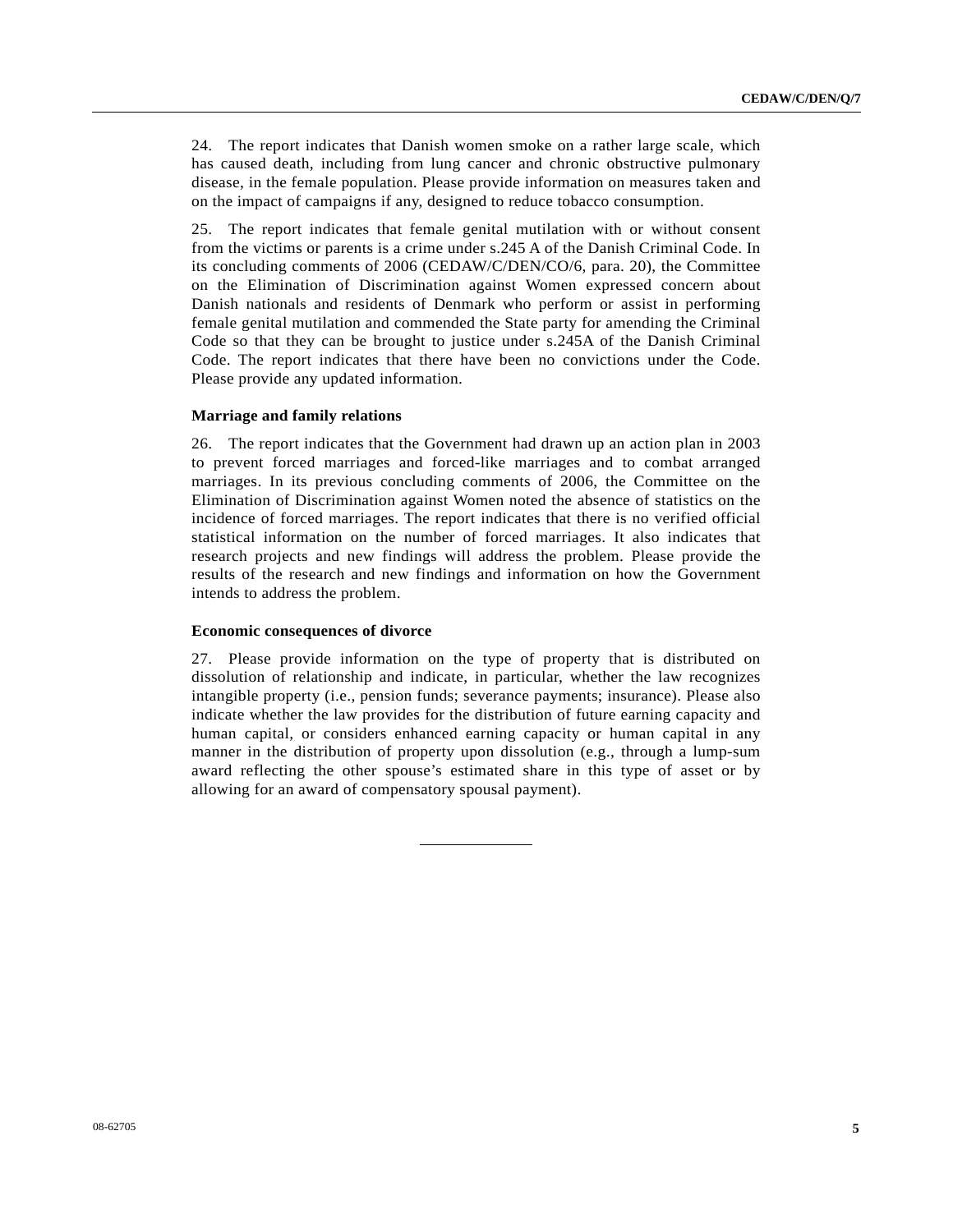24. The report indicates that Danish women smoke on a rather large scale, which has caused death, including from lung cancer and chronic obstructive pulmonary disease, in the female population. Please provide information on measures taken and on the impact of campaigns if any, designed to reduce tobacco consumption.

25. The report indicates that female genital mutilation with or without consent from the victims or parents is a crime under s.245 A of the Danish Criminal Code. In its concluding comments of 2006 (CEDAW/C/DEN/CO/6, para. 20), the Committee on the Elimination of Discrimination against Women expressed concern about Danish nationals and residents of Denmark who perform or assist in performing female genital mutilation and commended the State party for amending the Criminal Code so that they can be brought to justice under s.245A of the Danish Criminal Code. The report indicates that there have been no convictions under the Code. Please provide any updated information.

### Marriage and family relations

26. The report indicates that the Government had drawn up an action plan in 2003 to prevent forced marriages and forced-like marriages and to combat arranged marriages. In its previous concluding comments of 2006, the Committee on the Elimination of Discrimination against Women noted the absence of statistics on the incidence of forced marriages. The report indicates that there is no verified official statistical information on the number of forced marriages. It also indicates that research projects and new findings will address the problem. Please provide the results of the research and new findings and information on how the Government intends to address the problem.

### Economic consequences of divorce

27. Please provide information on the type of property that is distributed on dissolution of relationship and indicate, in particular, whether the law recognizes intangible property (i.e., pension funds; severance payments; insurance). Please also indicate whether the law provides for the distribution of future earning capacity and human capital, or considers enhanced earning capacity or human capital in any manner in the distribution of property upon dissolution (e.g., through a lump-sum award reflecting the other spouse's estimated share in this type of asset or by allowing for an award of compensatory spousal payment).